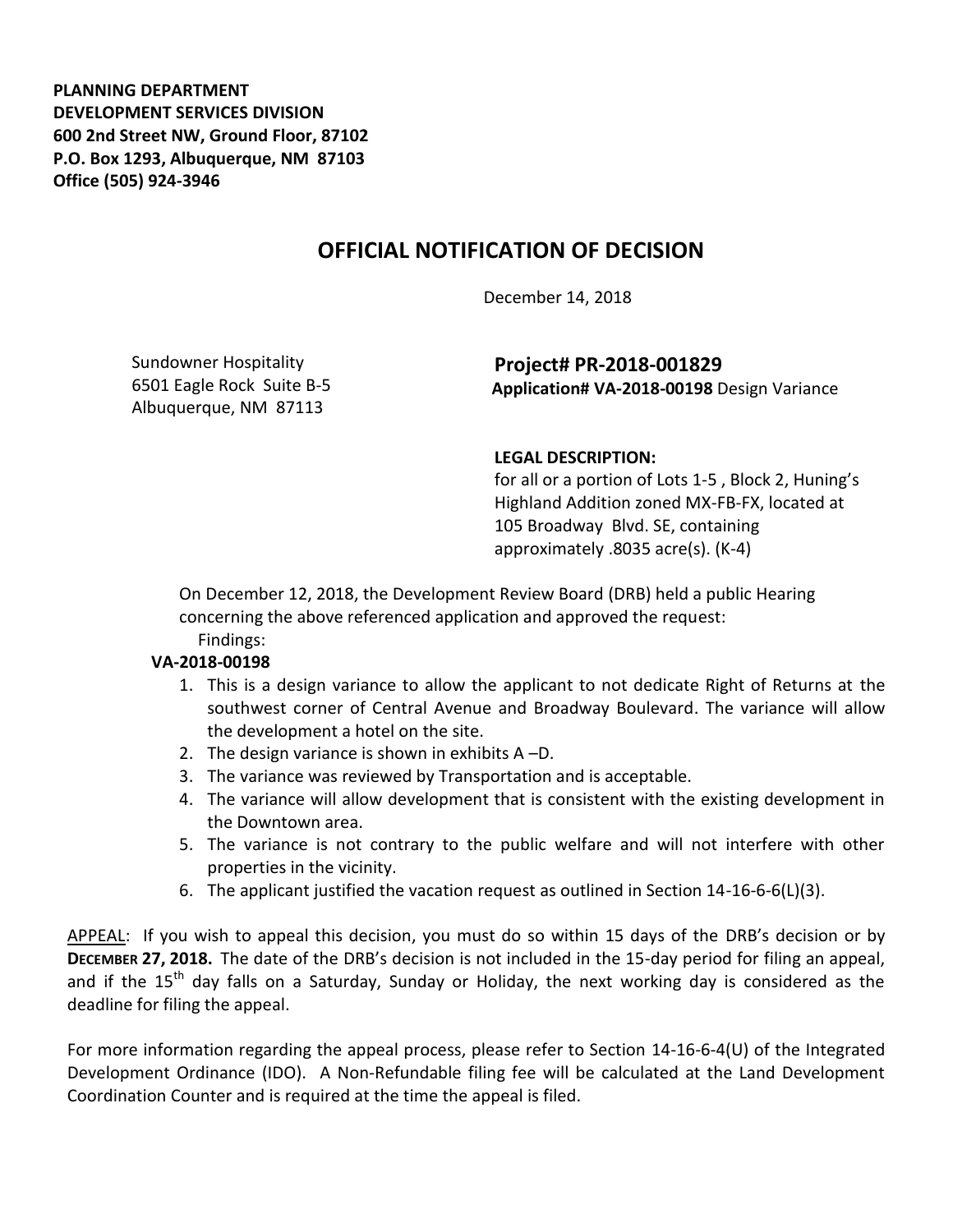**PLANNING DEPARTMENT**
**DEVELOPMENT SERVICES DIVISION**
**600 2nd Street NW, Ground Floor, 87102**
**P.O. Box 1293, Albuquerque, NM 87103**
**Office (505) 924-3946**

# OFFICIAL NOTIFICATION OF DECISION

December 14, 2018

Sundowner Hospitality
6501 Eagle Rock Suite B-5
Albuquerque, NM 87113

**Project# PR-2018-001829**
**Application# VA-2018-00198** Design Variance

**LEGAL DESCRIPTION:**
for all or a portion of Lots 1-5 , Block 2, Huning's Highland Addition zoned MX-FB-FX, located at 105 Broadway Blvd. SE, containing approximately .8035 acre(s). (K-4)

On December 12, 2018, the Development Review Board (DRB) held a public Hearing concerning the above referenced application and approved the request:

Findings:

**VA-2018-00198**

1. This is a design variance to allow the applicant to not dedicate Right of Returns at the southwest corner of Central Avenue and Broadway Boulevard. The variance will allow the development a hotel on the site.
2. The design variance is shown in exhibits A –D.
3. The variance was reviewed by Transportation and is acceptable.
4. The variance will allow development that is consistent with the existing development in the Downtown area.
5. The variance is not contrary to the public welfare and will not interfere with other properties in the vicinity.
6. The applicant justified the vacation request as outlined in Section 14-16-6-6(L)(3).

APPEAL: If you wish to appeal this decision, you must do so within 15 days of the DRB's decision or by **DECEMBER 27, 2018.** The date of the DRB's decision is not included in the 15-day period for filing an appeal, and if the 15th day falls on a Saturday, Sunday or Holiday, the next working day is considered as the deadline for filing the appeal.

For more information regarding the appeal process, please refer to Section 14-16-6-4(U) of the Integrated Development Ordinance (IDO). A Non-Refundable filing fee will be calculated at the Land Development Coordination Counter and is required at the time the appeal is filed.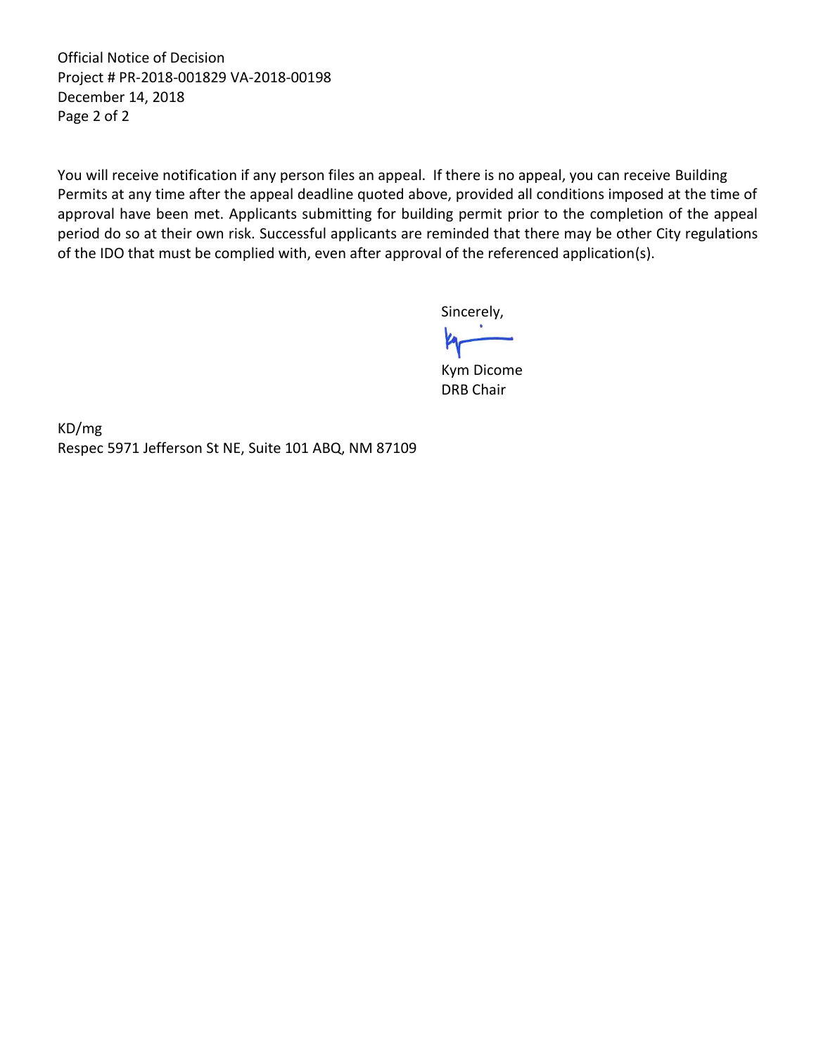You will receive notification if any person files an appeal. If there is no appeal, you can receive Building Permits at any time after the appeal deadline quoted above, provided all conditions imposed at the time of approval have been met. Applicants submitting for building permit prior to the completion of the appeal period do so at their own risk. Successful applicants are reminded that there may be other City regulations of the IDO that must be complied with, even after approval of the referenced application(s).

Sincerely,

Kym Dicome
DRB Chair

KD/mg
Respec 5971 Jefferson St NE, Suite 101 ABQ, NM 87109